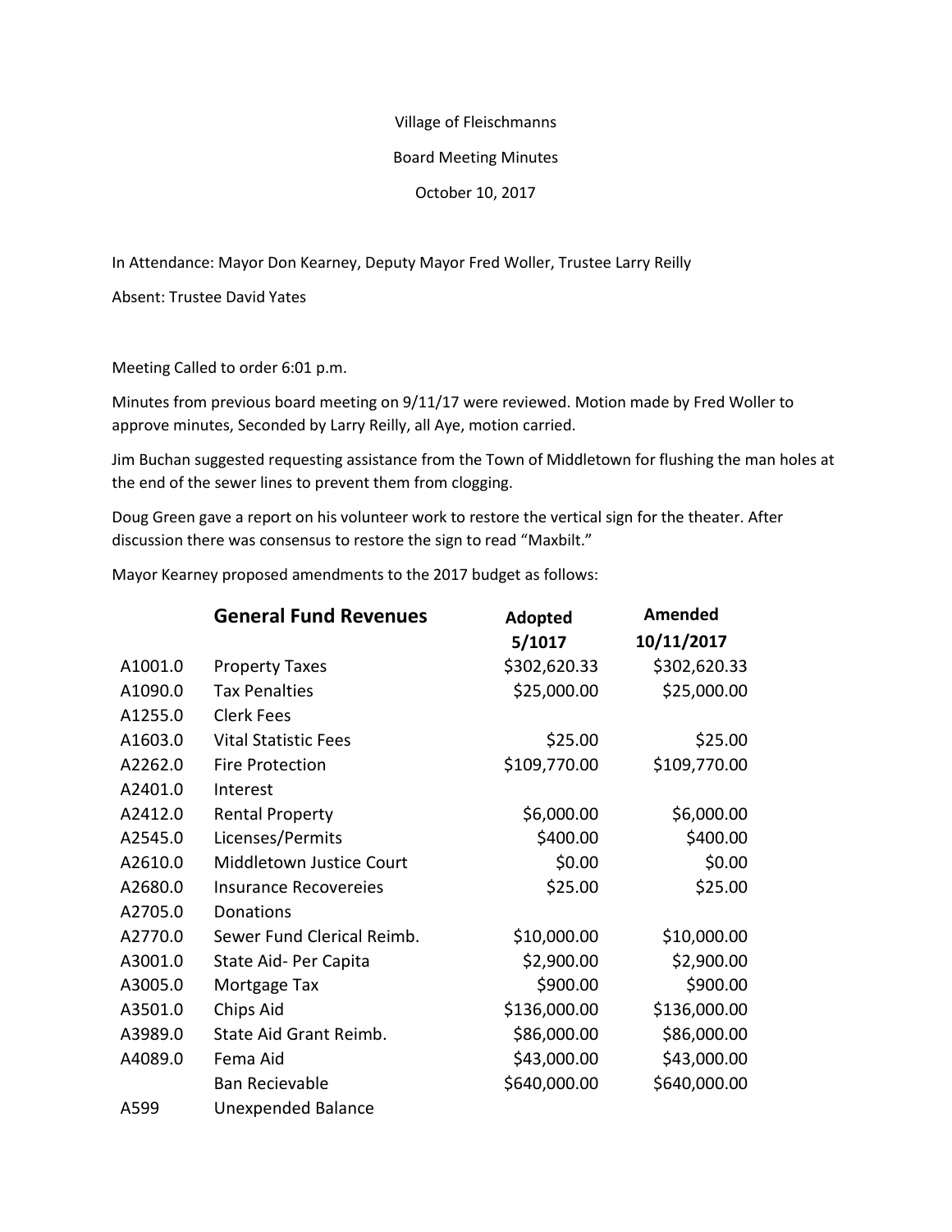Village of Fleischmanns

Board Meeting Minutes

October 10, 2017

In Attendance: Mayor Don Kearney, Deputy Mayor Fred Woller, Trustee Larry Reilly

Absent: Trustee David Yates

Meeting Called to order 6:01 p.m.

Minutes from previous board meeting on 9/11/17 were reviewed. Motion made by Fred Woller to approve minutes, Seconded by Larry Reilly, all Aye, motion carried.

Jim Buchan suggested requesting assistance from the Town of Middletown for flushing the man holes at the end of the sewer lines to prevent them from clogging.

Doug Green gave a report on his volunteer work to restore the vertical sign for the theater. After discussion there was consensus to restore the sign to read "Maxbilt."

Mayor Kearney proposed amendments to the 2017 budget as follows:

| | **General Fund Revenues** | **Adopted 5/1017** | **Amended 10/11/2017** |
|---|---|---|---|
| A1001.0 | Property Taxes | $302,620.33 | $302,620.33 |
| A1090.0 | Tax Penalties | $25,000.00 | $25,000.00 |
| A1255.0 | Clerk Fees | | |
| A1603.0 | Vital Statistic Fees | $25.00 | $25.00 |
| A2262.0 | Fire Protection | $109,770.00 | $109,770.00 |
| A2401.0 | Interest | | |
| A2412.0 | Rental Property | $6,000.00 | $6,000.00 |
| A2545.0 | Licenses/Permits | $400.00 | $400.00 |
| A2610.0 | Middletown Justice Court | $0.00 | $0.00 |
| A2680.0 | Insurance Recovereies | $25.00 | $25.00 |
| A2705.0 | Donations | | |
| A2770.0 | Sewer Fund Clerical Reimb. | $10,000.00 | $10,000.00 |
| A3001.0 | State Aid- Per Capita | $2,900.00 | $2,900.00 |
| A3005.0 | Mortgage Tax | $900.00 | $900.00 |
| A3501.0 | Chips Aid | $136,000.00 | $136,000.00 |
| A3989.0 | State Aid Grant Reimb. | $86,000.00 | $86,000.00 |
| A4089.0 | Fema Aid | $43,000.00 | $43,000.00 |
| | Ban Recievable | $640,000.00 | $640,000.00 |
| A599 | Unexpended Balance | | |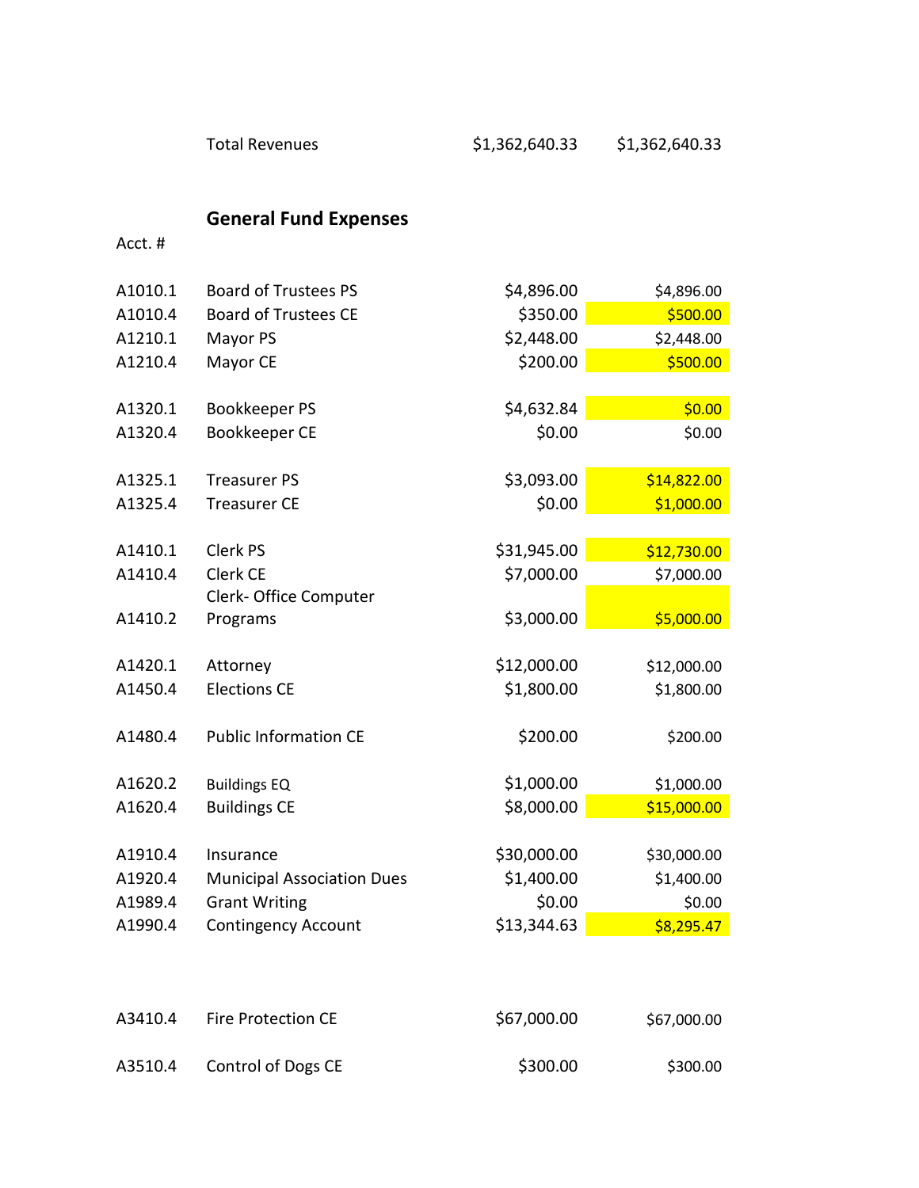| | | | |
|---|---|---|---|
| | Total Revenues | $1,362,640.33 | $1,362,640.33 |

## General Fund Expenses

| Acct. # | | | |
|---|---|---|---|
| A1010.1 | Board of Trustees PS | $4,896.00 | $4,896.00 |
| A1010.4 | Board of Trustees CE | $350.00 | $500.00 |
| A1210.1 | Mayor PS | $2,448.00 | $2,448.00 |
| A1210.4 | Mayor CE | $200.00 | $500.00 |
| A1320.1 | Bookkeeper PS | $4,632.84 | $0.00 |
| A1320.4 | Bookkeeper CE | $0.00 | $0.00 |
| A1325.1 | Treasurer PS | $3,093.00 | $14,822.00 |
| A1325.4 | Treasurer CE | $0.00 | $1,000.00 |
| A1410.1 | Clerk PS | $31,945.00 | $12,730.00 |
| A1410.4 | Clerk CE | $7,000.00 | $7,000.00 |
| A1410.2 | Clerk- Office Computer Programs | $3,000.00 | $5,000.00 |
| A1420.1 | Attorney | $12,000.00 | $12,000.00 |
| A1450.4 | Elections CE | $1,800.00 | $1,800.00 |
| A1480.4 | Public Information CE | $200.00 | $200.00 |
| A1620.2 | Buildings EQ | $1,000.00 | $1,000.00 |
| A1620.4 | Buildings CE | $8,000.00 | $15,000.00 |
| A1910.4 | Insurance | $30,000.00 | $30,000.00 |
| A1920.4 | Municipal Association Dues | $1,400.00 | $1,400.00 |
| A1989.4 | Grant Writing | $0.00 | $0.00 |
| A1990.4 | Contingency Account | $13,344.63 | $8,295.47 |
| A3410.4 | Fire Protection CE | $67,000.00 | $67,000.00 |
| A3510.4 | Control of Dogs CE | $300.00 | $300.00 |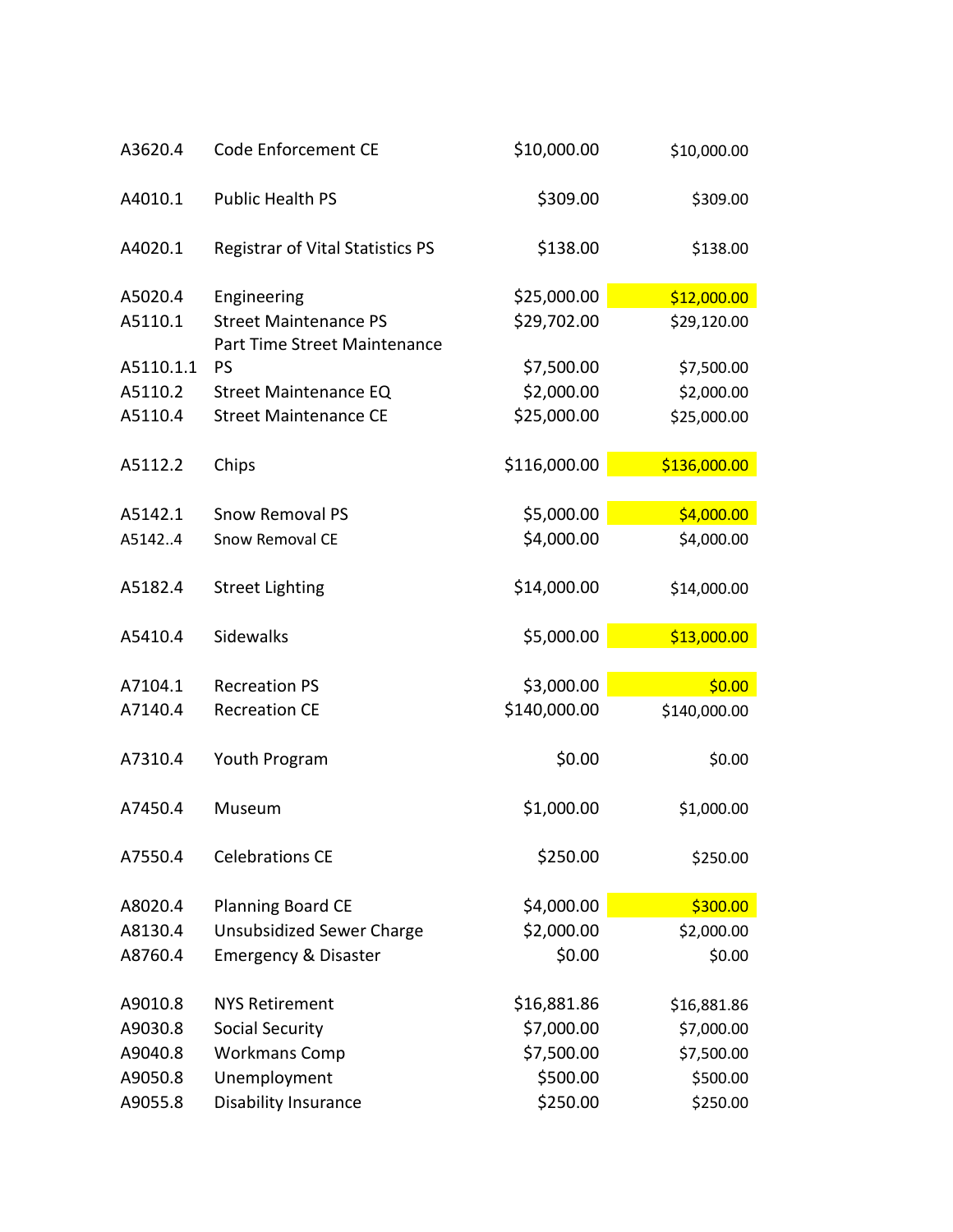| | | | |
|---|---|---|---|
| A3620.4 | Code Enforcement CE | $10,000.00 | $10,000.00 |
| A4010.1 | Public Health PS | $309.00 | $309.00 |
| A4020.1 | Registrar of Vital Statistics PS | $138.00 | $138.00 |
| A5020.4 | Engineering | $25,000.00 | $12,000.00 |
| A5110.1 | Street Maintenance PS | $29,702.00 | $29,120.00 |
| A5110.1.1 | Part Time Street Maintenance PS | $7,500.00 | $7,500.00 |
| A5110.2 | Street Maintenance EQ | $2,000.00 | $2,000.00 |
| A5110.4 | Street Maintenance CE | $25,000.00 | $25,000.00 |
| A5112.2 | Chips | $116,000.00 | $136,000.00 |
| A5142.1 | Snow Removal PS | $5,000.00 | $4,000.00 |
| A5142..4 | Snow Removal CE | $4,000.00 | $4,000.00 |
| A5182.4 | Street Lighting | $14,000.00 | $14,000.00 |
| A5410.4 | Sidewalks | $5,000.00 | $13,000.00 |
| A7104.1 | Recreation PS | $3,000.00 | $0.00 |
| A7140.4 | Recreation CE | $140,000.00 | $140,000.00 |
| A7310.4 | Youth Program | $0.00 | $0.00 |
| A7450.4 | Museum | $1,000.00 | $1,000.00 |
| A7550.4 | Celebrations CE | $250.00 | $250.00 |
| A8020.4 | Planning Board CE | $4,000.00 | $300.00 |
| A8130.4 | Unsubsidized Sewer Charge | $2,000.00 | $2,000.00 |
| A8760.4 | Emergency & Disaster | $0.00 | $0.00 |
| A9010.8 | NYS Retirement | $16,881.86 | $16,881.86 |
| A9030.8 | Social Security | $7,000.00 | $7,000.00 |
| A9040.8 | Workmans Comp | $7,500.00 | $7,500.00 |
| A9050.8 | Unemployment | $500.00 | $500.00 |
| A9055.8 | Disability Insurance | $250.00 | $250.00 |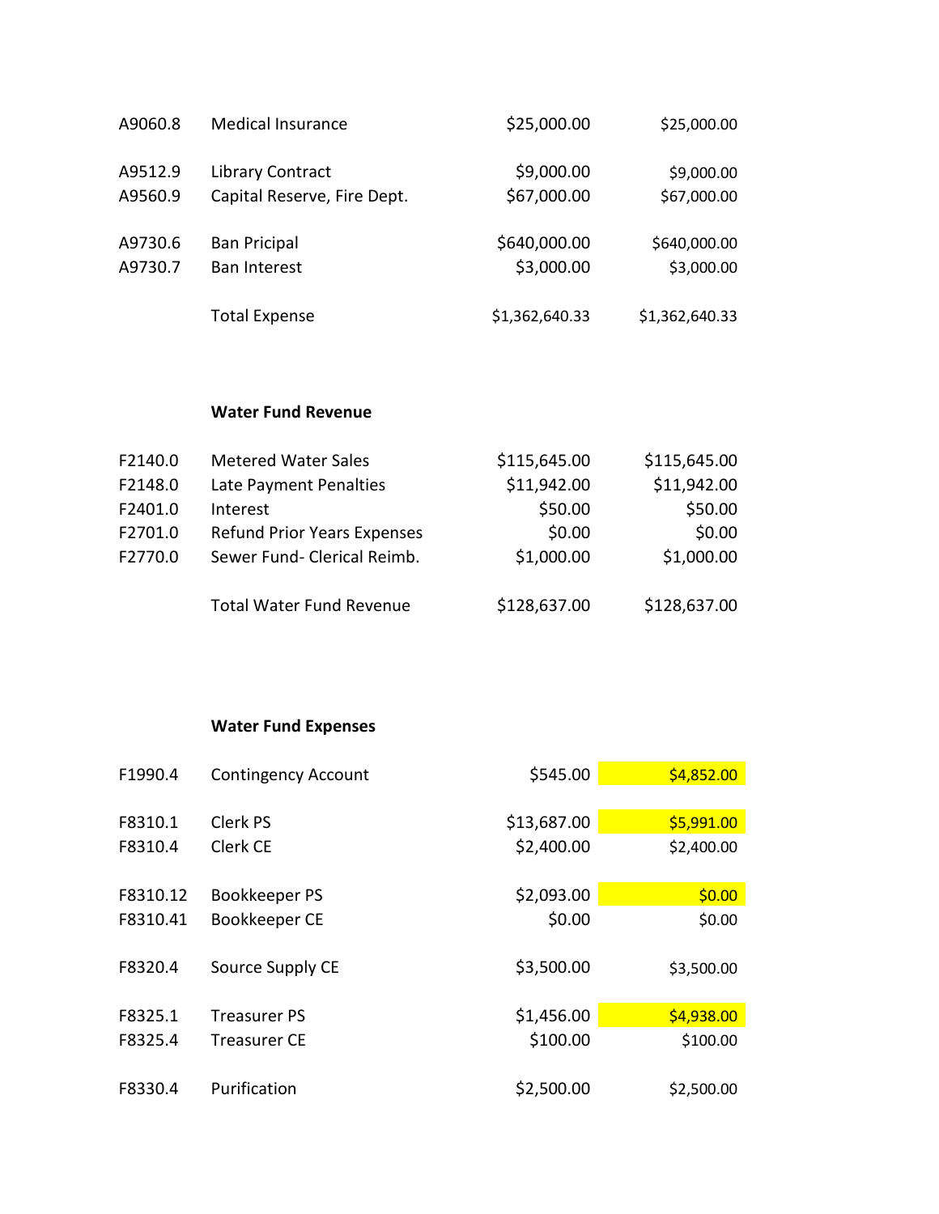| | | | |
|---|---|---|---|
| A9060.8 | Medical Insurance | $25,000.00 | $25,000.00 |
| A9512.9 | Library Contract | $9,000.00 | $9,000.00 |
| A9560.9 | Capital Reserve, Fire Dept. | $67,000.00 | $67,000.00 |
| A9730.6 | Ban Pricipal | $640,000.00 | $640,000.00 |
| A9730.7 | Ban Interest | $3,000.00 | $3,000.00 |
| | Total Expense | $1,362,640.33 | $1,362,640.33 |

**Water Fund Revenue**

| | | | |
|---|---|---|---|
| F2140.0 | Metered Water Sales | $115,645.00 | $115,645.00 |
| F2148.0 | Late Payment Penalties | $11,942.00 | $11,942.00 |
| F2401.0 | Interest | $50.00 | $50.00 |
| F2701.0 | Refund Prior Years Expenses | $0.00 | $0.00 |
| F2770.0 | Sewer Fund- Clerical Reimb. | $1,000.00 | $1,000.00 |
| | Total Water Fund Revenue | $128,637.00 | $128,637.00 |

**Water Fund Expenses**

| | | | |
|---|---|---|---|
| F1990.4 | Contingency Account | $545.00 | $4,852.00 |
| F8310.1 | Clerk PS | $13,687.00 | $5,991.00 |
| F8310.4 | Clerk CE | $2,400.00 | $2,400.00 |
| F8310.12 | Bookkeeper PS | $2,093.00 | $0.00 |
| F8310.41 | Bookkeeper CE | $0.00 | $0.00 |
| F8320.4 | Source Supply CE | $3,500.00 | $3,500.00 |
| F8325.1 | Treasurer PS | $1,456.00 | $4,938.00 |
| F8325.4 | Treasurer CE | $100.00 | $100.00 |
| F8330.4 | Purification | $2,500.00 | $2,500.00 |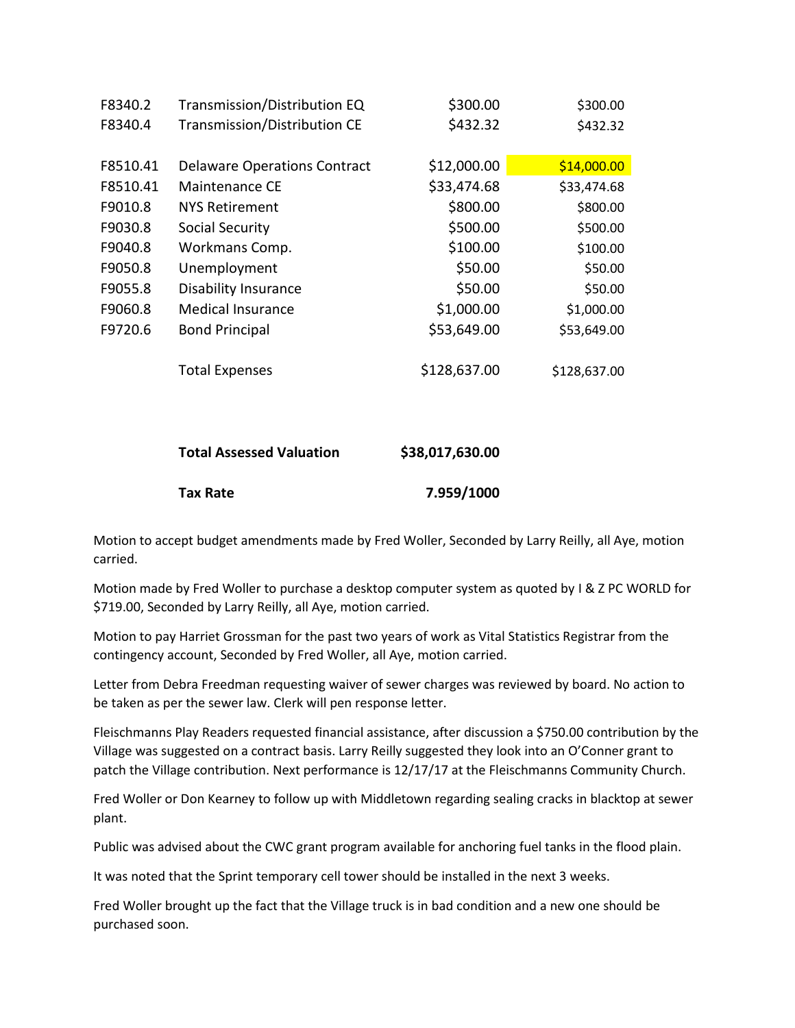| | | | |
|---|---|---|---|
| F8340.2 | Transmission/Distribution EQ | $300.00 | $300.00 |
| F8340.4 | Transmission/Distribution CE | $432.32 | $432.32 |
| | | | |
| F8510.41 | Delaware Operations Contract | $12,000.00 | $14,000.00 |
| F8510.41 | Maintenance CE | $33,474.68 | $33,474.68 |
| F9010.8 | NYS Retirement | $800.00 | $800.00 |
| F9030.8 | Social Security | $500.00 | $500.00 |
| F9040.8 | Workmans Comp. | $100.00 | $100.00 |
| F9050.8 | Unemployment | $50.00 | $50.00 |
| F9055.8 | Disability Insurance | $50.00 | $50.00 |
| F9060.8 | Medical Insurance | $1,000.00 | $1,000.00 |
| F9720.6 | Bond Principal | $53,649.00 | $53,649.00 |
| | | | |
| | Total Expenses | $128,637.00 | $128,637.00 |
| | | | |
| | **Total Assessed Valuation** | **$38,017,630.00** | |
| | | | |
| | **Tax Rate** | **7.959/1000** | |

Motion to accept budget amendments made by Fred Woller, Seconded by Larry Reilly, all Aye, motion carried.

Motion made by Fred Woller to purchase a desktop computer system as quoted by I & Z PC WORLD for $719.00, Seconded by Larry Reilly, all Aye, motion carried.

Motion to pay Harriet Grossman for the past two years of work as Vital Statistics Registrar from the contingency account, Seconded by Fred Woller, all Aye, motion carried.

Letter from Debra Freedman requesting waiver of sewer charges was reviewed by board. No action to be taken as per the sewer law. Clerk will pen response letter.

Fleischmanns Play Readers requested financial assistance, after discussion a $750.00 contribution by the Village was suggested on a contract basis. Larry Reilly suggested they look into an O'Conner grant to patch the Village contribution. Next performance is 12/17/17 at the Fleischmanns Community Church.

Fred Woller or Don Kearney to follow up with Middletown regarding sealing cracks in blacktop at sewer plant.

Public was advised about the CWC grant program available for anchoring fuel tanks in the flood plain.

It was noted that the Sprint temporary cell tower should be installed in the next 3 weeks.

Fred Woller brought up the fact that the Village truck is in bad condition and a new one should be purchased soon.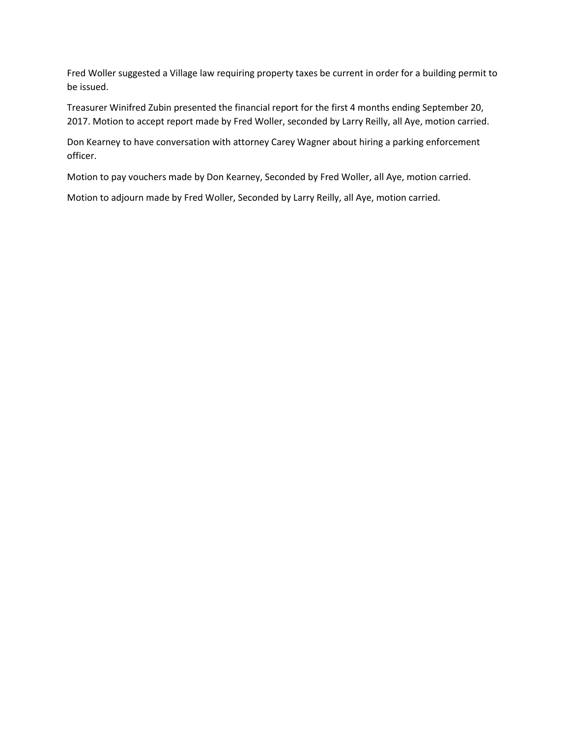Fred Woller suggested a Village law requiring property taxes be current in order for a building permit to be issued.

Treasurer Winifred Zubin presented the financial report for the first 4 months ending September 20, 2017. Motion to accept report made by Fred Woller, seconded by Larry Reilly, all Aye, motion carried.

Don Kearney to have conversation with attorney Carey Wagner about hiring a parking enforcement officer.

Motion to pay vouchers made by Don Kearney, Seconded by Fred Woller, all Aye, motion carried.

Motion to adjourn made by Fred Woller, Seconded by Larry Reilly, all Aye, motion carried.